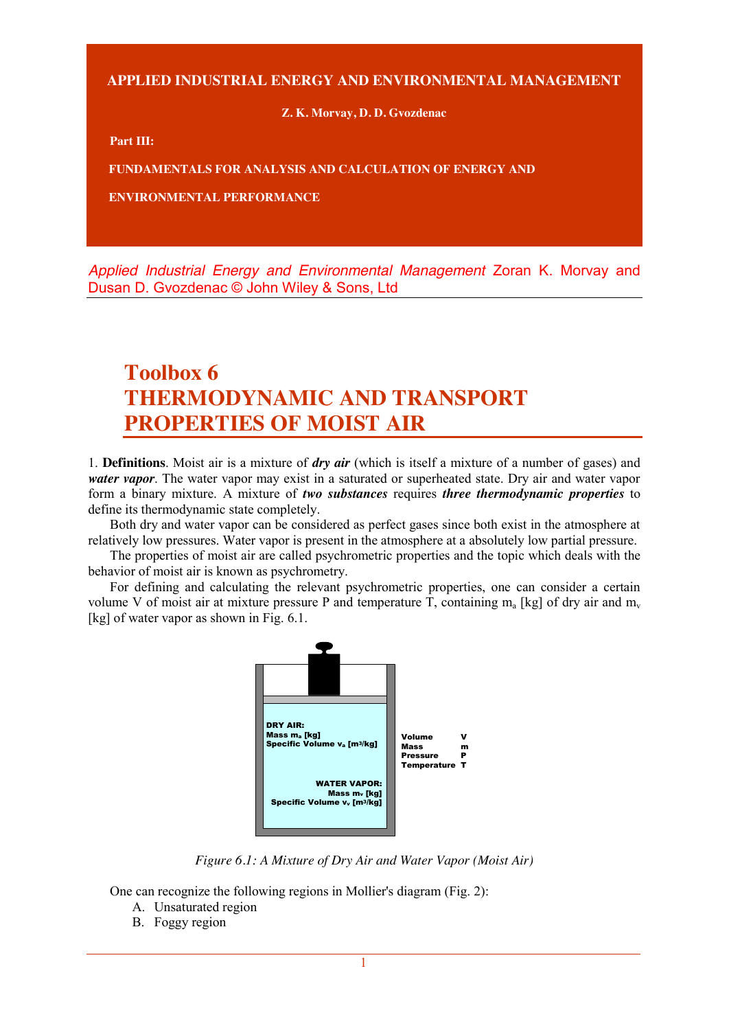**APPLIED INDUSTRIAL ENERGY AND ENVIRONMENTAL MANAGEMENT**

**Z. K. Morvay, D. D. Gvozdenac**

**Part III:**

**FUNDAMENTALS FOR ANALYSIS AND CALCULATION OF ENERGY AND ENVIRONMENTAL PERFORMANCE**

*Applied Industrial Energy and Environmental Management* Zoran K. Morvay and Dusan D. Gvozdenac © John Wiley & Sons, Ltd

# Toolbox 6
# THERMODYNAMIC AND TRANSPORT PROPERTIES OF MOIST AIR

1. **Definitions**. Moist air is a mixture of ***dry air*** (which is itself a mixture of a number of gases) and ***water vapor***. The water vapor may exist in a saturated or superheated state. Dry air and water vapor form a binary mixture. A mixture of ***two substances*** requires ***three thermodynamic properties*** to define its thermodynamic state completely.

Both dry and water vapor can be considered as perfect gases since both exist in the atmosphere at relatively low pressures. Water vapor is present in the atmosphere at a absolutely low partial pressure.

The properties of moist air are called psychrometric properties and the topic which deals with the behavior of moist air is known as psychrometry.

For defining and calculating the relevant psychrometric properties, one can consider a certain volume V of moist air at mixture pressure P and temperature T, containing $m_a$ [kg] of dry air and $m_v$ [kg] of water vapor as shown in Fig. 6.1.

DRY AIR:
Mass $m_a$ [kg]
Specific Volume $v_a$ [m³/kg]

WATER VAPOR:
Mass $m_v$ [kg]
Specific Volume $v_v$ [m³/kg]

| | |
|---|---|
| Volume | V |
| Mass | m |
| Pressure | P |
| Temperature | T |

*Figure 6.1: A Mixture of Dry Air and Water Vapor (Moist Air)*

One can recognize the following regions in Mollier's diagram (Fig. 2):

A. Unsaturated region
B. Foggy region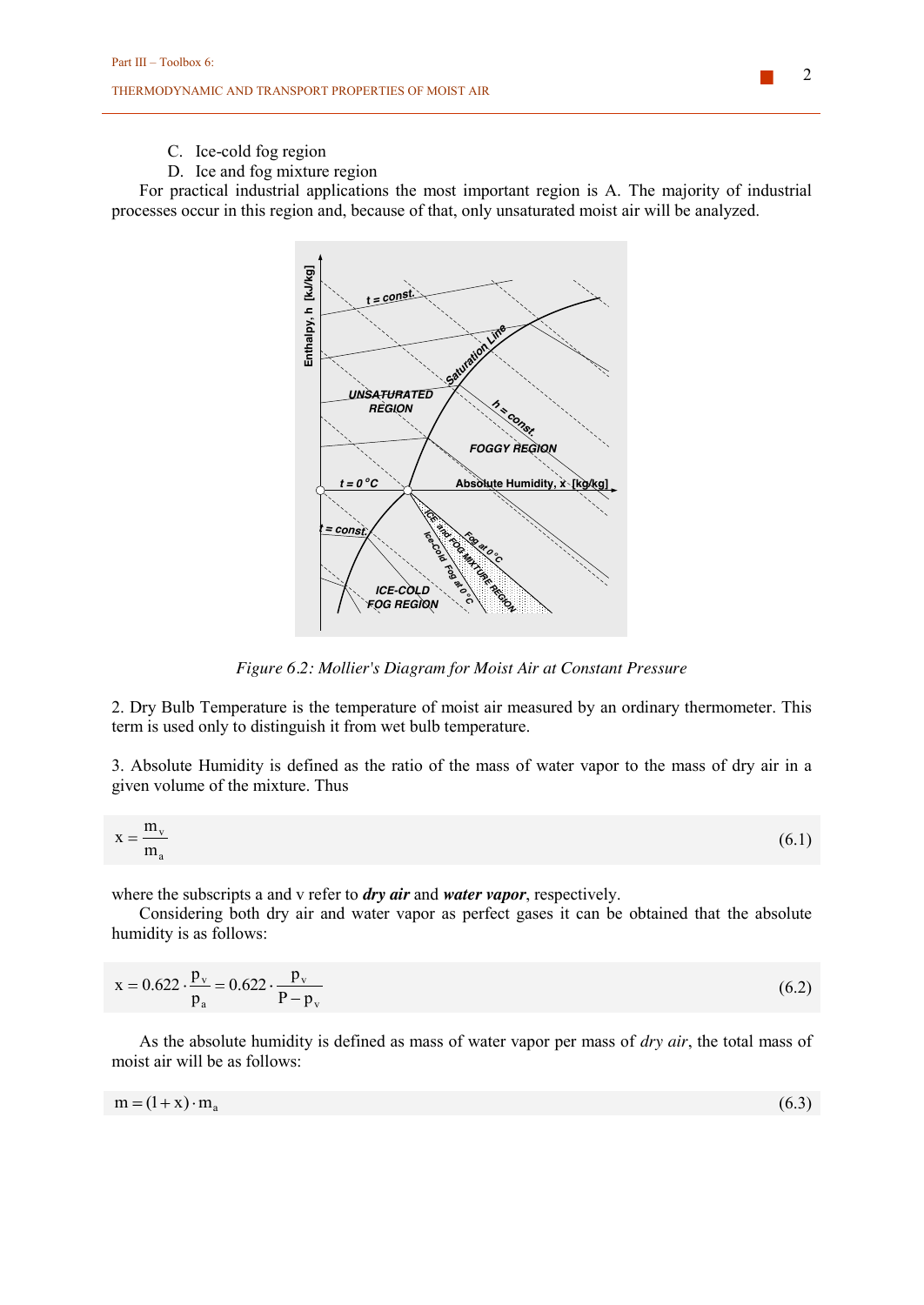C. Ice-cold fog region
D. Ice and fog mixture region

For practical industrial applications the most important region is A. The majority of industrial processes occur in this region and, because of that, only unsaturated moist air will be analyzed.

*Figure 6.2: Mollier's Diagram for Moist Air at Constant Pressure*

2. Dry Bulb Temperature is the temperature of moist air measured by an ordinary thermometer. This term is used only to distinguish it from wet bulb temperature.

3. Absolute Humidity is defined as the ratio of the mass of water vapor to the mass of dry air in a given volume of the mixture. Thus

$$x = \frac{m_v}{m_a} \tag{6.1}$$

where the subscripts a and v refer to ***dry air*** and ***water vapor***, respectively.

Considering both dry air and water vapor as perfect gases it can be obtained that the absolute humidity is as follows:

$$x = 0.622 \cdot \frac{p_v}{p_a} = 0.622 \cdot \frac{p_v}{P - p_v} \tag{6.2}$$

As the absolute humidity is defined as mass of water vapor per mass of *dry air*, the total mass of moist air will be as follows:

$$m = (1 + x) \cdot m_a \tag{6.3}$$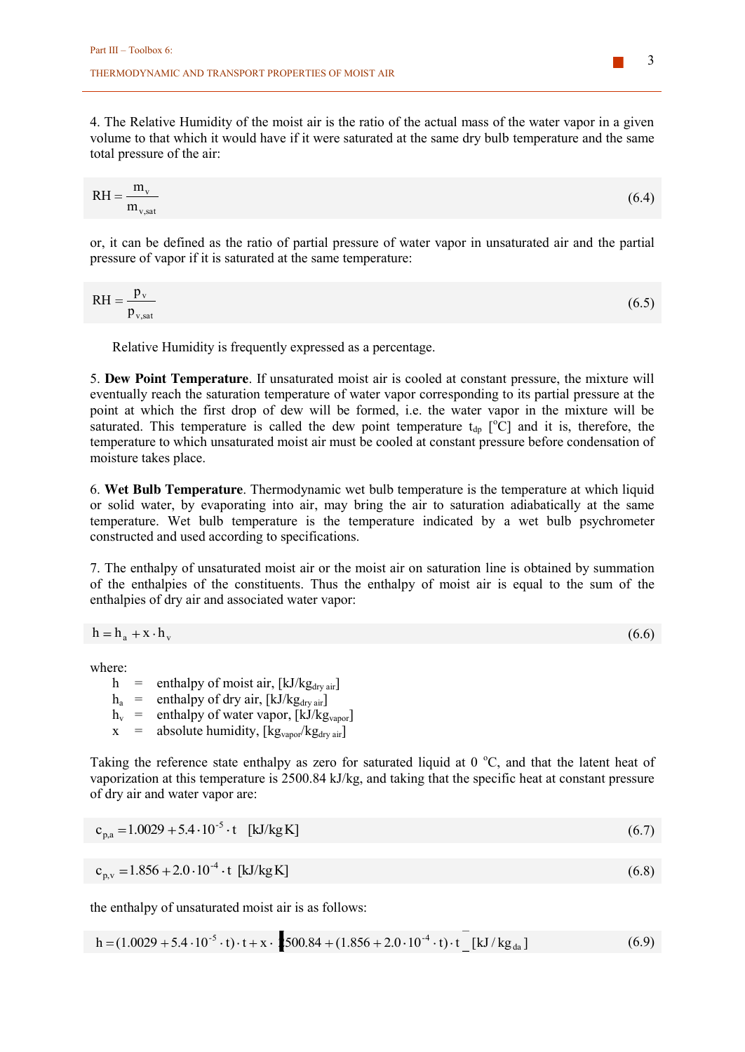4. The Relative Humidity of the moist air is the ratio of the actual mass of the water vapor in a given volume to that which it would have if it were saturated at the same dry bulb temperature and the same total pressure of the air:

$$RH = \frac{m_v}{m_{v,sat}} \tag{6.4}$$

or, it can be defined as the ratio of partial pressure of water vapor in unsaturated air and the partial pressure of vapor if it is saturated at the same temperature:

$$RH = \frac{p_v}{p_{v,sat}} \tag{6.5}$$

Relative Humidity is frequently expressed as a percentage.

5. **Dew Point Temperature**. If unsaturated moist air is cooled at constant pressure, the mixture will eventually reach the saturation temperature of water vapor corresponding to its partial pressure at the point at which the first drop of dew will be formed, i.e. the water vapor in the mixture will be saturated. This temperature is called the dew point temperature $t_{dp}$ [$^{o}$C] and it is, therefore, the temperature to which unsaturated moist air must be cooled at constant pressure before condensation of moisture takes place.

6. **Wet Bulb Temperature**. Thermodynamic wet bulb temperature is the temperature at which liquid or solid water, by evaporating into air, may bring the air to saturation adiabatically at the same temperature. Wet bulb temperature is the temperature indicated by a wet bulb psychrometer constructed and used according to specifications.

7. The enthalpy of unsaturated moist air or the moist air on saturation line is obtained by summation of the enthalpies of the constituents. Thus the enthalpy of moist air is equal to the sum of the enthalpies of dry air and associated water vapor:

$$h = h_a + x \cdot h_v \tag{6.6}$$

where:

- $h$ = enthalpy of moist air, [kJ/kg$_{\text{dry air}}$]
- $h_a$ = enthalpy of dry air, [kJ/kg$_{\text{dry air}}$]
- $h_v$ = enthalpy of water vapor, [kJ/kg$_{\text{vapor}}$]
- $x$ = absolute humidity, [kg$_{\text{vapor}}$/kg$_{\text{dry air}}$]

Taking the reference state enthalpy as zero for saturated liquid at 0 $^{o}$C, and that the latent heat of vaporization at this temperature is 2500.84 kJ/kg, and taking that the specific heat at constant pressure of dry air and water vapor are:

$$c_{p,a} = 1.0029 + 5.4 \cdot 10^{-5} \cdot t \quad [\text{kJ/kg K}] \tag{6.7}$$

$$c_{p,v} = 1.856 + 2.0 \cdot 10^{-4} \cdot t \quad [\text{kJ/kg K}] \tag{6.8}$$

the enthalpy of unsaturated moist air is as follows:

$$h = (1.0029 + 5.4 \cdot 10^{-5} \cdot t) \cdot t + x \cdot \left[2500.84 + (1.856 + 2.0 \cdot 10^{-4} \cdot t) \cdot t\right] \quad [\text{kJ/kg}_{da}] \tag{6.9}$$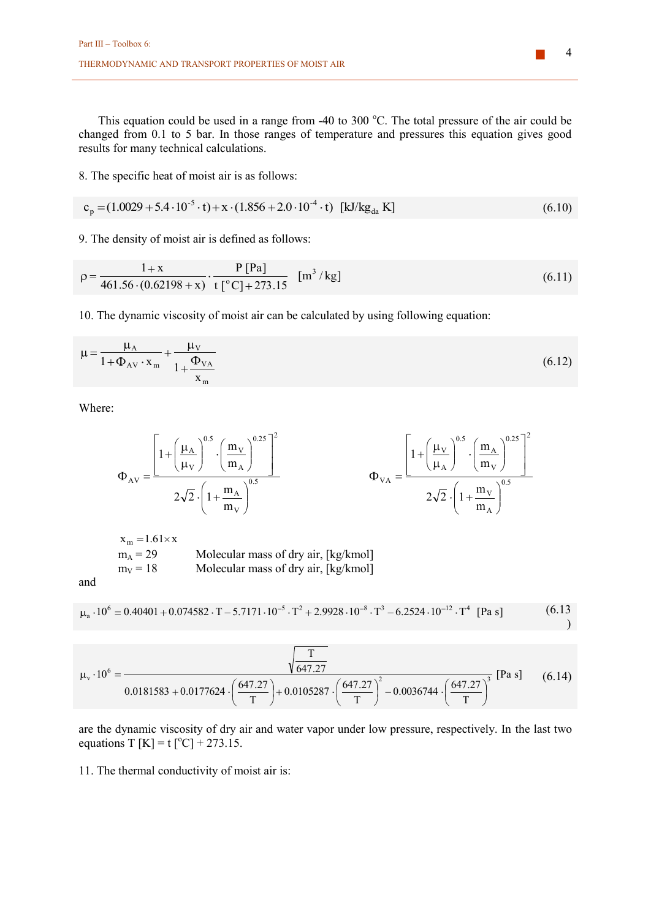This equation could be used in a range from -40 to 300 °C. The total pressure of the air could be changed from 0.1 to 5 bar. In those ranges of temperature and pressures this equation gives good results for many technical calculations.

8. The specific heat of moist air is as follows:

$$c_p = (1.0029 + 5.4 \cdot 10^{-5} \cdot t) + x \cdot (1.856 + 2.0 \cdot 10^{-4} \cdot t) \quad [\text{kJ/kg}_{da}\ \text{K}] \tag{6.10}$$

9. The density of moist air is defined as follows:

$$\rho = \frac{1 + x}{461.56 \cdot (0.62198 + x)} \cdot \frac{P\,[\text{Pa}]}{t\,[^{o}\text{C}] + 273.15} \quad [\text{m}^3/\text{kg}] \tag{6.11}$$

10. The dynamic viscosity of moist air can be calculated by using following equation:

$$\mu = \frac{\mu_A}{1 + \Phi_{AV} \cdot x_m} + \frac{\mu_V}{1 + \dfrac{\Phi_{VA}}{x_m}} \tag{6.12}$$

Where:

$$\Phi_{AV} = \frac{\left[1 + \left(\dfrac{\mu_A}{\mu_V}\right)^{0.5} \cdot \left(\dfrac{m_V}{m_A}\right)^{0.25}\right]^2}{2\sqrt{2} \cdot \left(1 + \dfrac{m_A}{m_V}\right)^{0.5}} \qquad \Phi_{VA} = \frac{\left[1 + \left(\dfrac{\mu_V}{\mu_A}\right)^{0.5} \cdot \left(\dfrac{m_A}{m_V}\right)^{0.25}\right]^2}{2\sqrt{2} \cdot \left(1 + \dfrac{m_V}{m_A}\right)^{0.5}}$$

$x_m = 1.61 \times x$

$m_A = 29$ Molecular mass of dry air, [kg/kmol]

$m_V = 18$ Molecular mass of dry air, [kg/kmol]

and

$$\mu_a \cdot 10^6 = 0.40401 + 0.074582 \cdot T - 5.7171 \cdot 10^{-5} \cdot T^2 + 2.9928 \cdot 10^{-8} \cdot T^3 - 6.2524 \cdot 10^{-12} \cdot T^4 \quad [\text{Pa s}] \tag{6.13}$$

$$\mu_v \cdot 10^6 = \frac{\sqrt{\dfrac{T}{647.27}}}{0.0181583 + 0.0177624 \cdot \left(\dfrac{647.27}{T}\right) + 0.0105287 \cdot \left(\dfrac{647.27}{T}\right)^2 - 0.0036744 \cdot \left(\dfrac{647.27}{T}\right)^3} \quad [\text{Pa s}] \tag{6.14}$$

are the dynamic viscosity of dry air and water vapor under low pressure, respectively. In the last two equations T [K] = t [°C] + 273.15.

11. The thermal conductivity of moist air is: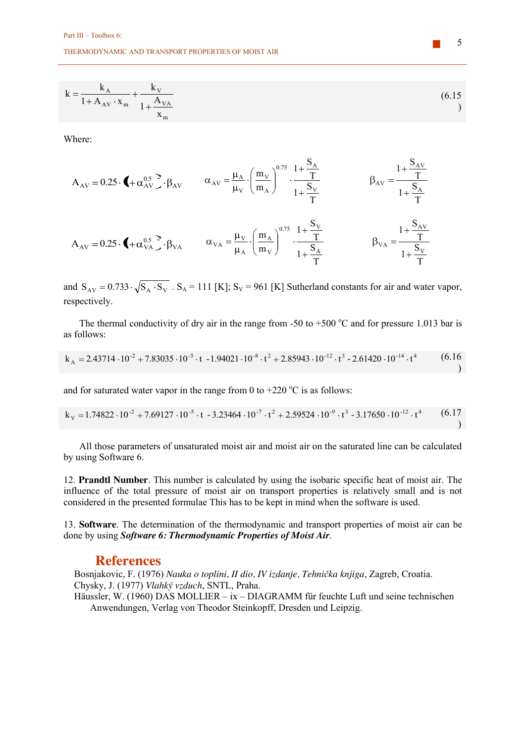$$k = \frac{k_A}{1 + A_{AV} \cdot x_m} + \frac{k_V}{1 + \frac{A_{VA}}{x_m}} \tag{6.15}$$

Where:

$$A_{AV} = 0.25 \cdot \left(1 + \alpha_{AV}^{0.5}\right)^2 \cdot \beta_{AV} \qquad \alpha_{AV} = \frac{\mu_A}{\mu_V} \cdot \left(\frac{m_V}{m_A}\right)^{0.75} \cdot \frac{1 + \frac{S_A}{T}}{1 + \frac{S_V}{T}} \qquad \beta_{AV} = \frac{1 + \frac{S_{AV}}{T}}{1 + \frac{S_A}{T}}$$

$$A_{AV} = 0.25 \cdot \left(1 + \alpha_{VA}^{0.5}\right)^2 \cdot \beta_{VA} \qquad \alpha_{VA} = \frac{\mu_V}{\mu_A} \cdot \left(\frac{m_A}{m_V}\right)^{0.75} \cdot \frac{1 + \frac{S_V}{T}}{1 + \frac{S_A}{T}} \qquad \beta_{VA} = \frac{1 + \frac{S_{AV}}{T}}{1 + \frac{S_V}{T}}$$

and $S_{AV} = 0.733 \cdot \sqrt{S_A \cdot S_V}$ . $S_A = 111$ [K]; $S_V = 961$ [K] Sutherland constants for air and water vapor, respectively.

The thermal conductivity of dry air in the range from -50 to +500 $^{o}$C and for pressure 1.013 bar is as follows:

$$k_A = 2.43714 \cdot 10^{-2} + 7.83035 \cdot 10^{-5} \cdot t - 1.94021 \cdot 10^{-8} \cdot t^2 + 2.85943 \cdot 10^{-12} \cdot t^3 - 2.61420 \cdot 10^{-14} \cdot t^4 \tag{6.16}$$

and for saturated water vapor in the range from 0 to +220 $^{o}$C is as follows:

$$k_V = 1.74822 \cdot 10^{-2} + 7.69127 \cdot 10^{-5} \cdot t - 3.23464 \cdot 10^{-7} \cdot t^2 + 2.59524 \cdot 10^{-9} \cdot t^3 - 3.17650 \cdot 10^{-12} \cdot t^4 \tag{6.17}$$

All those parameters of unsaturated moist air and moist air on the saturated line can be calculated by using Software 6.

12. **Prandtl Number**. This number is calculated by using the isobaric specific heat of moist air. The influence of the total pressure of moist air on transport properties is relatively small and is not considered in the presented formulae This has to be kept in mind when the software is used.

13. **Software**. The determination of the thermodynamic and transport properties of moist air can be done by using ***Software 6: Thermodynamic Properties of Moist Air***.

## References

Bosnjakovic, F. (1976) *Nauka o toplini, II dio, IV izdanje, Tehnička knjiga*, Zagreb, Croatia.

Chysky, J. (1977) *Vlahký vzduch*, SNTL, Praha.

Häussler, W. (1960) DAS MOLLIER – ix – DIAGRAMM für feuchte Luft und seine technischen Anwendungen, Verlag von Theodor Steinkopff, Dresden und Leipzig.